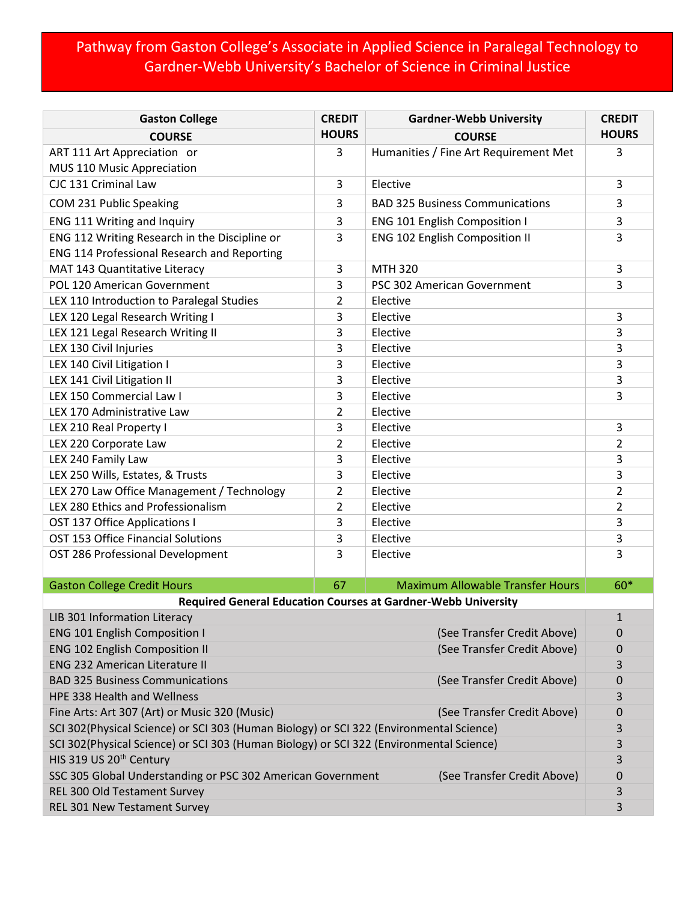# Pathway from Gaston College's Associate in Applied Science in Paralegal Technology to Gardner-Webb University's Bachelor of Science in Criminal Justice

| Gaston College COURSE | CREDIT HOURS | Gardner-Webb University COURSE | CREDIT HOURS |
|---|---|---|---|
| ART 111 Art Appreciation or MUS 110 Music Appreciation | 3 | Humanities / Fine Art Requirement Met | 3 |
| CJC 131 Criminal Law | 3 | Elective | 3 |
| COM 231 Public Speaking | 3 | BAD 325 Business Communications | 3 |
| ENG 111 Writing and Inquiry | 3 | ENG 101 English Composition I | 3 |
| ENG 112 Writing Research in the Discipline or ENG 114 Professional Research and Reporting | 3 | ENG 102 English Composition II | 3 |
| MAT 143 Quantitative Literacy | 3 | MTH 320 | 3 |
| POL 120 American Government | 3 | PSC 302 American Government | 3 |
| LEX 110 Introduction to Paralegal Studies | 2 | Elective | |
| LEX 120 Legal Research Writing I | 3 | Elective | 3 |
| LEX 121 Legal Research Writing II | 3 | Elective | 3 |
| LEX 130 Civil Injuries | 3 | Elective | 3 |
| LEX 140 Civil Litigation I | 3 | Elective | 3 |
| LEX 141 Civil Litigation II | 3 | Elective | 3 |
| LEX 150 Commercial Law I | 3 | Elective | 3 |
| LEX 170 Administrative Law | 2 | Elective | |
| LEX 210 Real Property I | 3 | Elective | 3 |
| LEX 220 Corporate Law | 2 | Elective | 2 |
| LEX 240 Family Law | 3 | Elective | 3 |
| LEX 250 Wills, Estates, & Trusts | 3 | Elective | 3 |
| LEX 270 Law Office Management / Technology | 2 | Elective | 2 |
| LEX 280 Ethics and Professionalism | 2 | Elective | 2 |
| OST 137 Office Applications I | 3 | Elective | 3 |
| OST 153 Office Financial Solutions | 3 | Elective | 3 |
| OST 286 Professional Development | 3 | Elective | 3 |
| Gaston College Credit Hours | 67 | Maximum Allowable Transfer Hours | 60* |

**Required General Education Courses at Gardner-Webb University**

| Course | | Credit Hours |
|---|---|---|
| LIB 301 Information Literacy | | 1 |
| ENG 101 English Composition I | (See Transfer Credit Above) | 0 |
| ENG 102 English Composition II | (See Transfer Credit Above) | 0 |
| ENG 232 American Literature II | | 3 |
| BAD 325 Business Communications | (See Transfer Credit Above) | 0 |
| HPE 338 Health and Wellness | | 3 |
| Fine Arts: Art 307 (Art) or Music 320 (Music) | (See Transfer Credit Above) | 0 |
| SCI 302(Physical Science) or SCI 303 (Human Biology) or SCI 322 (Environmental Science) | | 3 |
| SCI 302(Physical Science) or SCI 303 (Human Biology) or SCI 322 (Environmental Science) | | 3 |
| HIS 319 US 20th Century | | 3 |
| SSC 305 Global Understanding or PSC 302 American Government | (See Transfer Credit Above) | 0 |
| REL 300 Old Testament Survey | | 3 |
| REL 301 New Testament Survey | | 3 |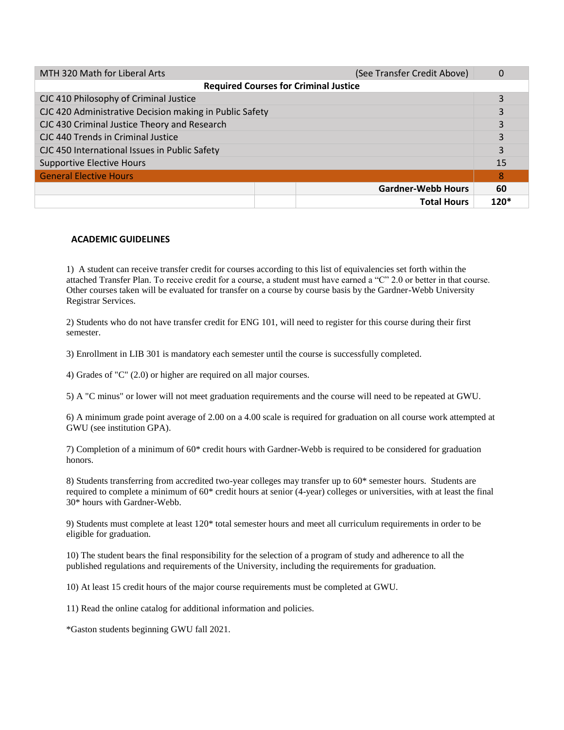| | | |
|---|---|---|
| MTH 320 Math for Liberal Arts | (See Transfer Credit Above) | 0 |
| **Required Courses for Criminal Justice** | | |
| CJC 410 Philosophy of Criminal Justice | | 3 |
| CJC 420 Administrative Decision making in Public Safety | | 3 |
| CJC 430 Criminal Justice Theory and Research | | 3 |
| CJC 440 Trends in Criminal Justice | | 3 |
| CJC 450 International Issues in Public Safety | | 3 |
| Supportive Elective Hours | | 15 |
| General Elective Hours | | 8 |
| | **Gardner-Webb Hours** | **60** |
| | **Total Hours** | **120*** |

**ACADEMIC GUIDELINES**

1) A student can receive transfer credit for courses according to this list of equivalencies set forth within the attached Transfer Plan. To receive credit for a course, a student must have earned a "C" 2.0 or better in that course. Other courses taken will be evaluated for transfer on a course by course basis by the Gardner-Webb University Registrar Services.

2) Students who do not have transfer credit for ENG 101, will need to register for this course during their first semester.

3) Enrollment in LIB 301 is mandatory each semester until the course is successfully completed.

4) Grades of "C" (2.0) or higher are required on all major courses.

5) A "C minus" or lower will not meet graduation requirements and the course will need to be repeated at GWU.

6) A minimum grade point average of 2.00 on a 4.00 scale is required for graduation on all course work attempted at GWU (see institution GPA).

7) Completion of a minimum of 60* credit hours with Gardner-Webb is required to be considered for graduation honors.

8) Students transferring from accredited two-year colleges may transfer up to 60* semester hours. Students are required to complete a minimum of 60* credit hours at senior (4-year) colleges or universities, with at least the final 30* hours with Gardner-Webb.

9) Students must complete at least 120* total semester hours and meet all curriculum requirements in order to be eligible for graduation.

10) The student bears the final responsibility for the selection of a program of study and adherence to all the published regulations and requirements of the University, including the requirements for graduation.

10) At least 15 credit hours of the major course requirements must be completed at GWU.

11) Read the online catalog for additional information and policies.

*Gaston students beginning GWU fall 2021.